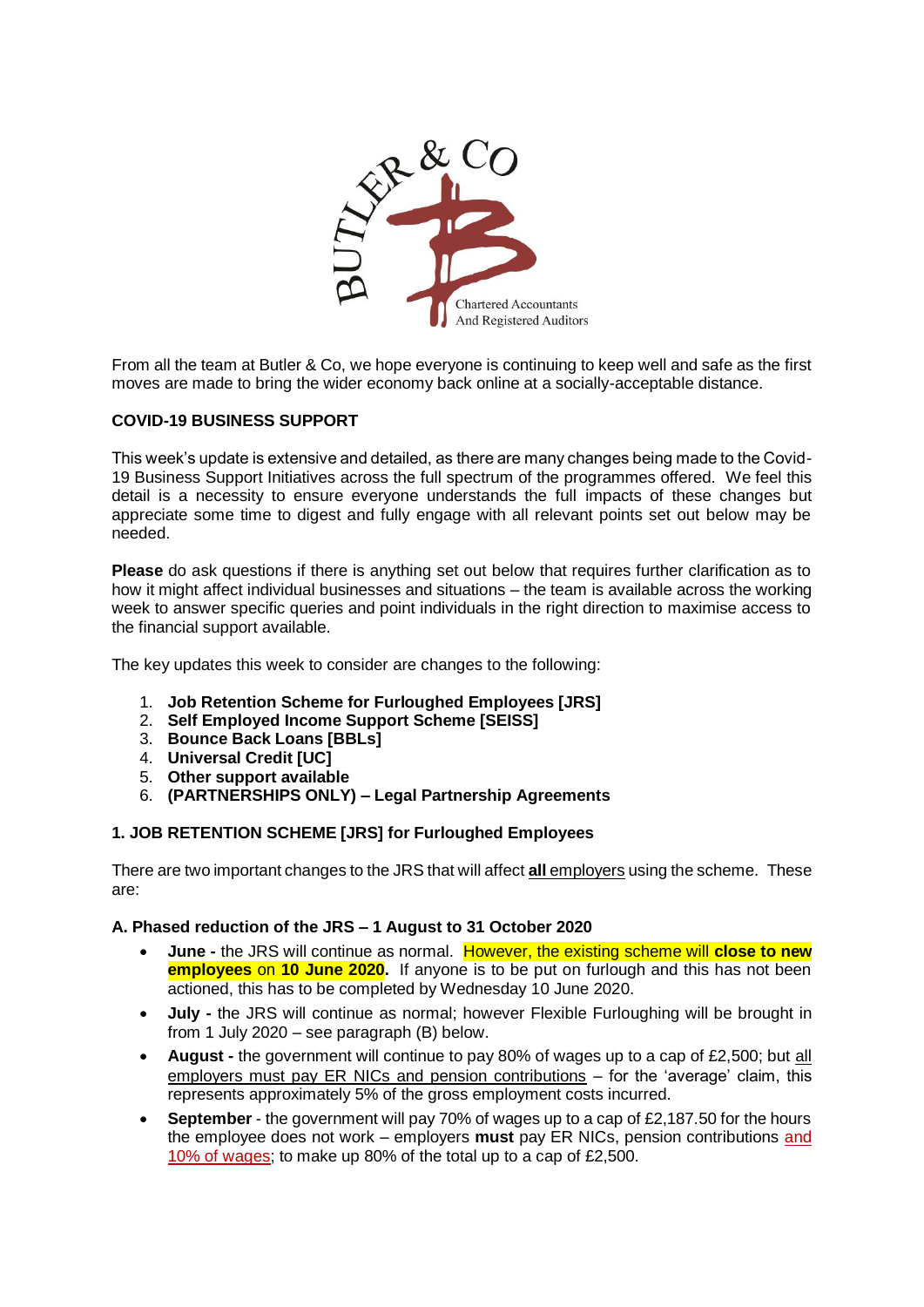From all the team at Butler & Co, we hope everyone is continuing to keep well and safe as the first moves are made to bring the wider economy back online at a socially-acceptable distance.

**COVID-19 BUSINESS SUPPORT**

This week's update is extensive and detailed, as there are many changes being made to the Covid-19 Business Support Initiatives across the full spectrum of the programmes offered. We feel this detail is a necessity to ensure everyone understands the full impacts of these changes but appreciate some time to digest and fully engage with all relevant points set out below may be needed.

**Please** do ask questions if there is anything set out below that requires further clarification as to how it might affect individual businesses and situations – the team is available across the working week to answer specific queries and point individuals in the right direction to maximise access to the financial support available.

The key updates this week to consider are changes to the following:

1. **Job Retention Scheme for Furloughed Employees [JRS]**
2. **Self Employed Income Support Scheme [SEISS]**
3. **Bounce Back Loans [BBLs]**
4. **Universal Credit [UC]**
5. **Other support available**
6. **(PARTNERSHIPS ONLY) – Legal Partnership Agreements**

**1. JOB RETENTION SCHEME [JRS] for Furloughed Employees**

There are two important changes to the JRS that will affect **all** employers using the scheme. These are:

**A. Phased reduction of the JRS – 1 August to 31 October 2020**

- **June -** the JRS will continue as normal. However, the existing scheme will **close to new employees** on **10 June 2020**. If anyone is to be put on furlough and this has not been actioned, this has to be completed by Wednesday 10 June 2020.
- **July -** the JRS will continue as normal; however Flexible Furloughing will be brought in from 1 July 2020 – see paragraph (B) below.
- **August -** the government will continue to pay 80% of wages up to a cap of £2,500; but all employers must pay ER NICs and pension contributions – for the 'average' claim, this represents approximately 5% of the gross employment costs incurred.
- **September** - the government will pay 70% of wages up to a cap of £2,187.50 for the hours the employee does not work – employers **must** pay ER NICs, pension contributions and 10% of wages; to make up 80% of the total up to a cap of £2,500.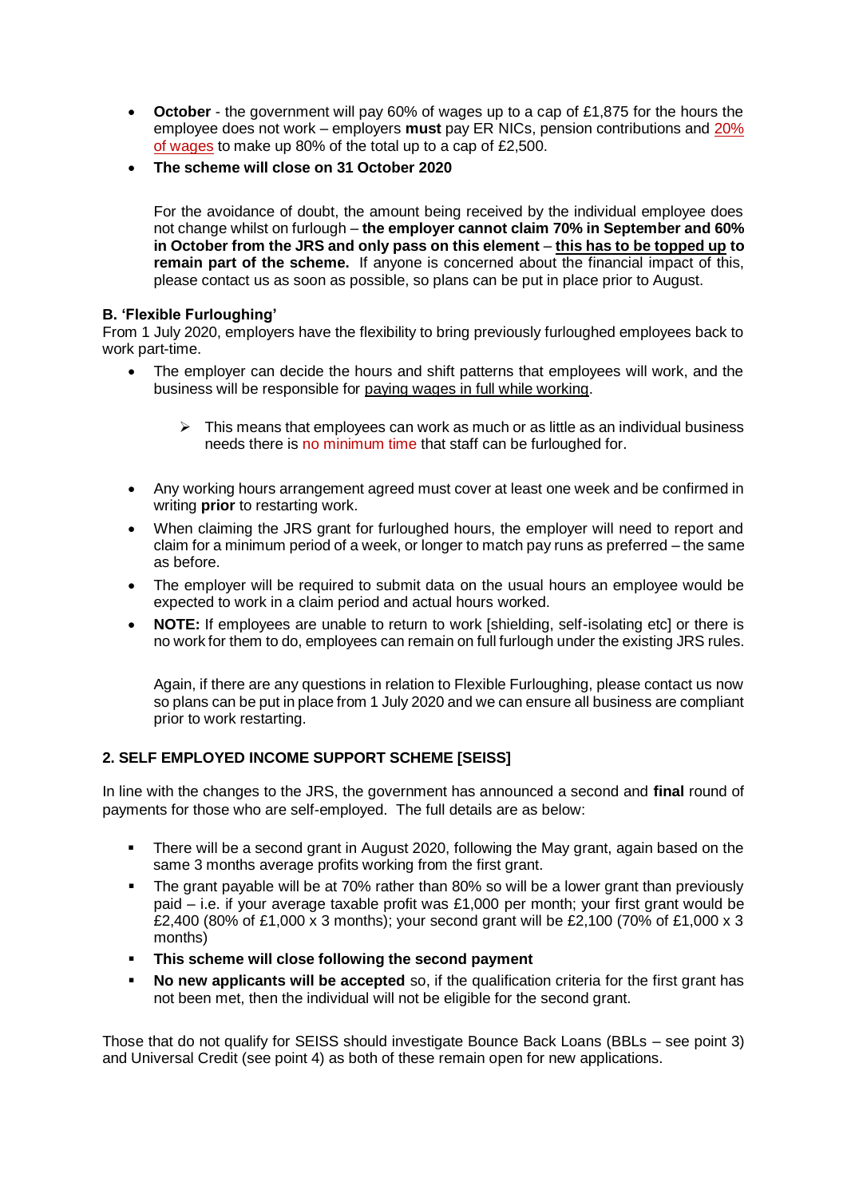- **October** - the government will pay 60% of wages up to a cap of £1,875 for the hours the employee does not work – employers **must** pay ER NICs, pension contributions and 20% of wages to make up 80% of the total up to a cap of £2,500.
- **The scheme will close on 31 October 2020**

  For the avoidance of doubt, the amount being received by the individual employee does not change whilst on furlough – **the employer cannot claim 70% in September and 60% in October from the JRS and only pass on this element** – **this has to be topped up to remain part of the scheme.** If anyone is concerned about the financial impact of this, please contact us as soon as possible, so plans can be put in place prior to August.

**B. 'Flexible Furloughing'**

From 1 July 2020, employers have the flexibility to bring previously furloughed employees back to work part-time.

- The employer can decide the hours and shift patterns that employees will work, and the business will be responsible for paying wages in full while working.
  - This means that employees can work as much or as little as an individual business needs there is no minimum time that staff can be furloughed for.
- Any working hours arrangement agreed must cover at least one week and be confirmed in writing **prior** to restarting work.
- When claiming the JRS grant for furloughed hours, the employer will need to report and claim for a minimum period of a week, or longer to match pay runs as preferred – the same as before.
- The employer will be required to submit data on the usual hours an employee would be expected to work in a claim period and actual hours worked.
- **NOTE:** If employees are unable to return to work [shielding, self-isolating etc] or there is no work for them to do, employees can remain on full furlough under the existing JRS rules.

  Again, if there are any questions in relation to Flexible Furloughing, please contact us now so plans can be put in place from 1 July 2020 and we can ensure all business are compliant prior to work restarting.

**2. SELF EMPLOYED INCOME SUPPORT SCHEME [SEISS]**

In line with the changes to the JRS, the government has announced a second and **final** round of payments for those who are self-employed. The full details are as below:

- There will be a second grant in August 2020, following the May grant, again based on the same 3 months average profits working from the first grant.
- The grant payable will be at 70% rather than 80% so will be a lower grant than previously paid – i.e. if your average taxable profit was £1,000 per month; your first grant would be £2,400 (80% of £1,000 x 3 months); your second grant will be £2,100 (70% of £1,000 x 3 months)
- **This scheme will close following the second payment**
- **No new applicants will be accepted** so, if the qualification criteria for the first grant has not been met, then the individual will not be eligible for the second grant.

Those that do not qualify for SEISS should investigate Bounce Back Loans (BBLs – see point 3) and Universal Credit (see point 4) as both of these remain open for new applications.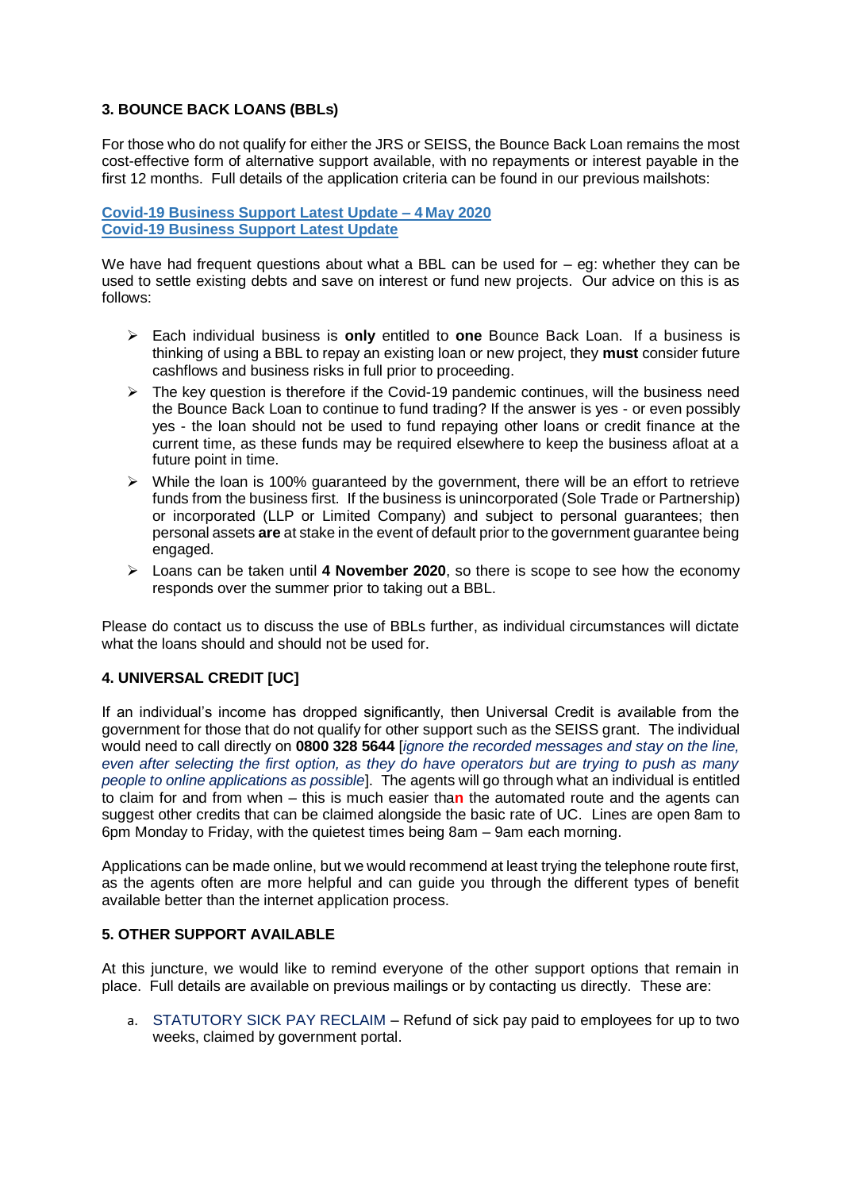### 3. BOUNCE BACK LOANS (BBLs)

For those who do not qualify for either the JRS or SEISS, the Bounce Back Loan remains the most cost-effective form of alternative support available, with no repayments or interest payable in the first 12 months. Full details of the application criteria can be found in our previous mailshots:

**Covid-19 Business Support Latest Update – 4 May 2020**
**Covid-19 Business Support Latest Update**

We have had frequent questions about what a BBL can be used for – eg: whether they can be used to settle existing debts and save on interest or fund new projects. Our advice on this is as follows:

- Each individual business is **only** entitled to **one** Bounce Back Loan. If a business is thinking of using a BBL to repay an existing loan or new project, they **must** consider future cashflows and business risks in full prior to proceeding.
- The key question is therefore if the Covid-19 pandemic continues, will the business need the Bounce Back Loan to continue to fund trading? If the answer is yes - or even possibly yes - the loan should not be used to fund repaying other loans or credit finance at the current time, as these funds may be required elsewhere to keep the business afloat at a future point in time.
- While the loan is 100% guaranteed by the government, there will be an effort to retrieve funds from the business first. If the business is unincorporated (Sole Trade or Partnership) or incorporated (LLP or Limited Company) and subject to personal guarantees; then personal assets **are** at stake in the event of default prior to the government guarantee being engaged.
- Loans can be taken until **4 November 2020**, so there is scope to see how the economy responds over the summer prior to taking out a BBL.

Please do contact us to discuss the use of BBLs further, as individual circumstances will dictate what the loans should and should not be used for.

### 4. UNIVERSAL CREDIT [UC]

If an individual's income has dropped significantly, then Universal Credit is available from the government for those that do not qualify for other support such as the SEISS grant. The individual would need to call directly on **0800 328 5644** [*ignore the recorded messages and stay on the line, even after selecting the first option, as they do have operators but are trying to push as many people to online applications as possible*]. The agents will go through what an individual is entitled to claim for and from when – this is much easier than the automated route and the agents can suggest other credits that can be claimed alongside the basic rate of UC. Lines are open 8am to 6pm Monday to Friday, with the quietest times being 8am – 9am each morning.

Applications can be made online, but we would recommend at least trying the telephone route first, as the agents often are more helpful and can guide you through the different types of benefit available better than the internet application process.

### 5. OTHER SUPPORT AVAILABLE

At this juncture, we would like to remind everyone of the other support options that remain in place. Full details are available on previous mailings or by contacting us directly. These are:

a. STATUTORY SICK PAY RECLAIM – Refund of sick pay paid to employees for up to two weeks, claimed by government portal.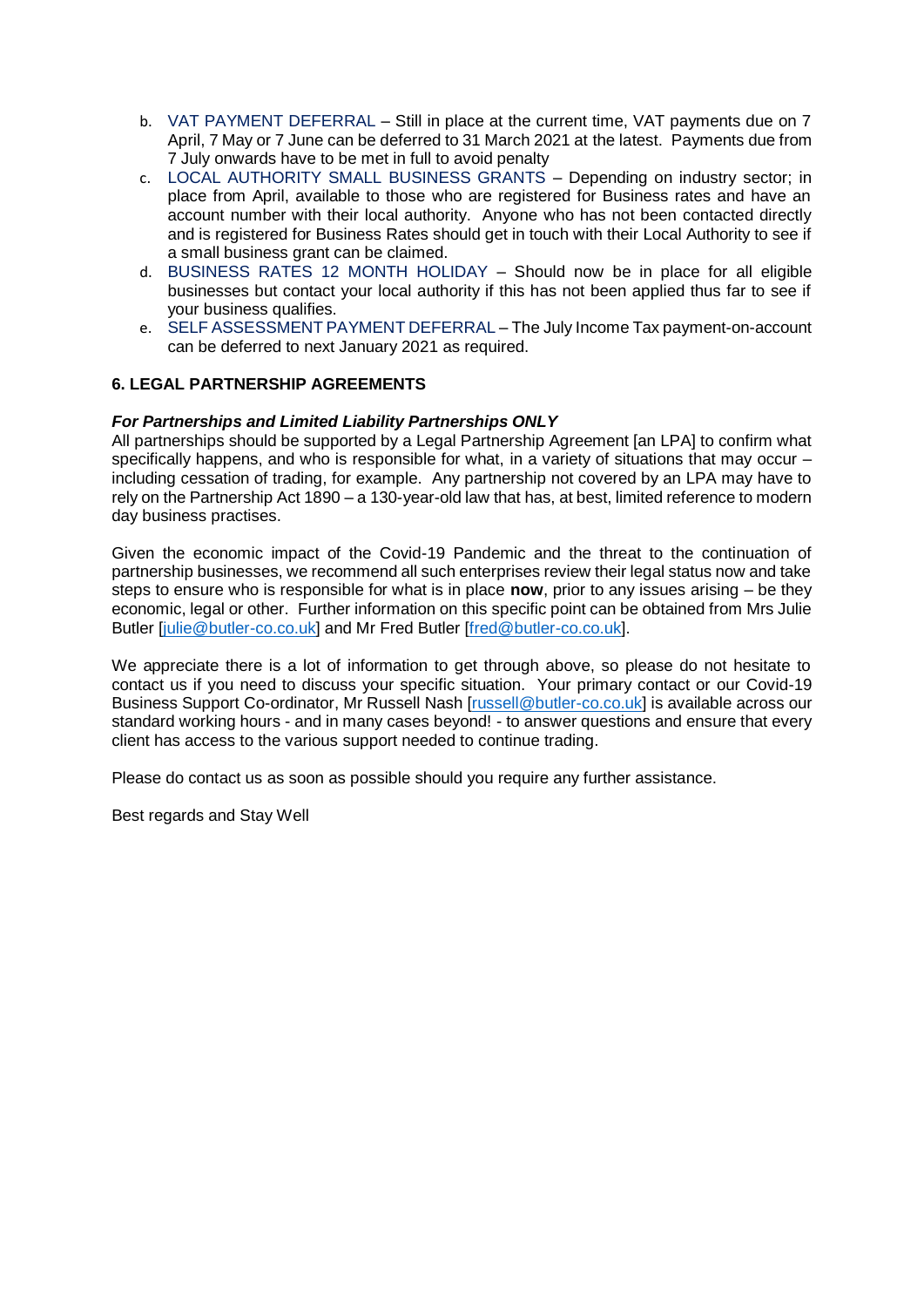b. VAT PAYMENT DEFERRAL – Still in place at the current time, VAT payments due on 7 April, 7 May or 7 June can be deferred to 31 March 2021 at the latest. Payments due from 7 July onwards have to be met in full to avoid penalty
c. LOCAL AUTHORITY SMALL BUSINESS GRANTS – Depending on industry sector; in place from April, available to those who are registered for Business rates and have an account number with their local authority. Anyone who has not been contacted directly and is registered for Business Rates should get in touch with their Local Authority to see if a small business grant can be claimed.
d. BUSINESS RATES 12 MONTH HOLIDAY – Should now be in place for all eligible businesses but contact your local authority if this has not been applied thus far to see if your business qualifies.
e. SELF ASSESSMENT PAYMENT DEFERRAL – The July Income Tax payment-on-account can be deferred to next January 2021 as required.

## 6. LEGAL PARTNERSHIP AGREEMENTS

***For Partnerships and Limited Liability Partnerships ONLY***

All partnerships should be supported by a Legal Partnership Agreement [an LPA] to confirm what specifically happens, and who is responsible for what, in a variety of situations that may occur – including cessation of trading, for example. Any partnership not covered by an LPA may have to rely on the Partnership Act 1890 – a 130-year-old law that has, at best, limited reference to modern day business practises.

Given the economic impact of the Covid-19 Pandemic and the threat to the continuation of partnership businesses, we recommend all such enterprises review their legal status now and take steps to ensure who is responsible for what is in place **now**, prior to any issues arising – be they economic, legal or other. Further information on this specific point can be obtained from Mrs Julie Butler [julie@butler-co.co.uk] and Mr Fred Butler [fred@butler-co.co.uk].

We appreciate there is a lot of information to get through above, so please do not hesitate to contact us if you need to discuss your specific situation. Your primary contact or our Covid-19 Business Support Co-ordinator, Mr Russell Nash [russell@butler-co.co.uk] is available across our standard working hours - and in many cases beyond! - to answer questions and ensure that every client has access to the various support needed to continue trading.

Please do contact us as soon as possible should you require any further assistance.

Best regards and Stay Well